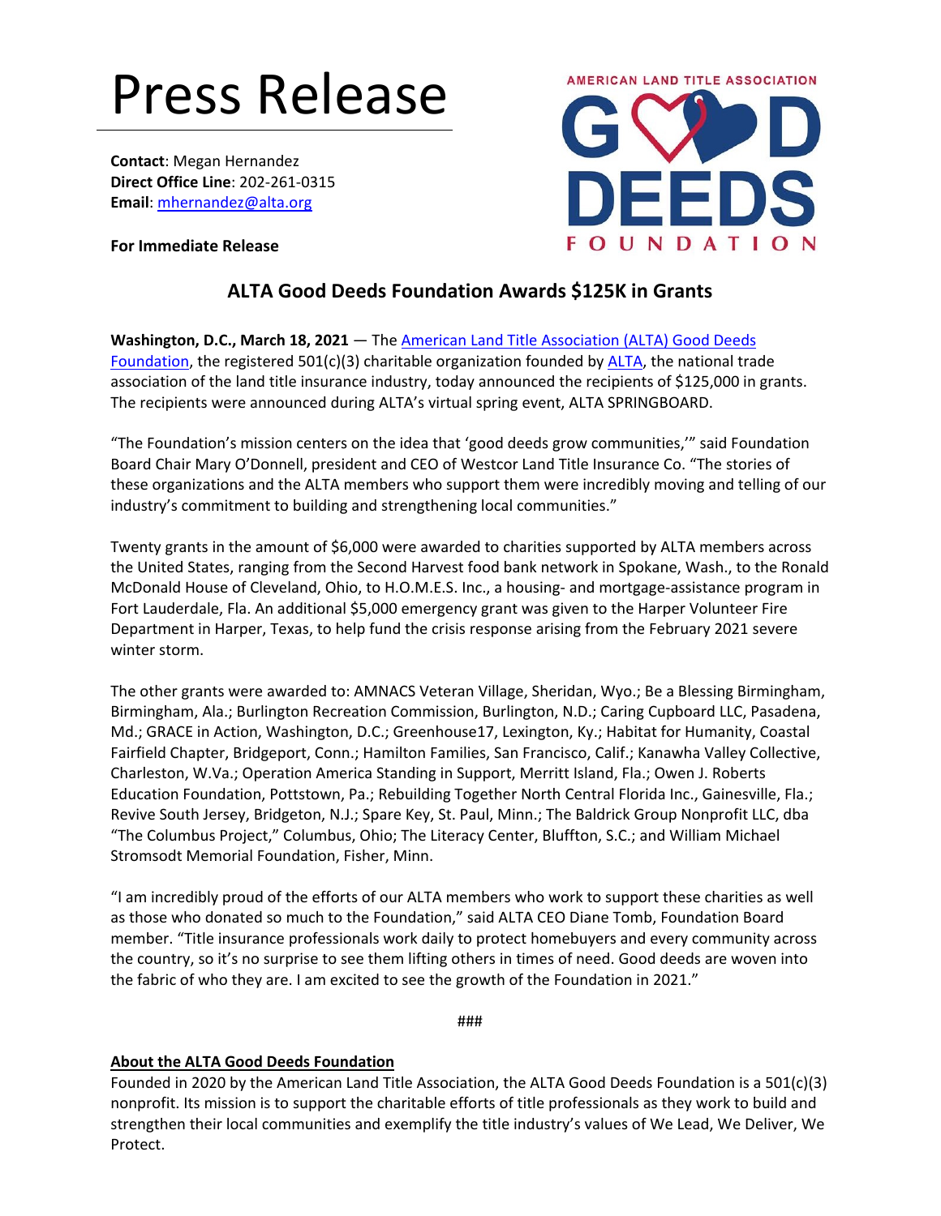# Press Release

**Contact**: Megan Hernandez
**Direct Office Line**: 202-261-0315
**Email**: mhernandez@alta.org

**For Immediate Release**

AMERICAN LAND TITLE ASSOCIATION GOOD DEEDS FOUNDATION

## ALTA Good Deeds Foundation Awards $125K in Grants

**Washington, D.C., March 18, 2021** — The American Land Title Association (ALTA) Good Deeds Foundation, the registered 501(c)(3) charitable organization founded by ALTA, the national trade association of the land title insurance industry, today announced the recipients of $125,000 in grants. The recipients were announced during ALTA's virtual spring event, ALTA SPRINGBOARD.

"The Foundation's mission centers on the idea that 'good deeds grow communities,'" said Foundation Board Chair Mary O'Donnell, president and CEO of Westcor Land Title Insurance Co. "The stories of these organizations and the ALTA members who support them were incredibly moving and telling of our industry's commitment to building and strengthening local communities."

Twenty grants in the amount of $6,000 were awarded to charities supported by ALTA members across the United States, ranging from the Second Harvest food bank network in Spokane, Wash., to the Ronald McDonald House of Cleveland, Ohio, to H.O.M.E.S. Inc., a housing- and mortgage-assistance program in Fort Lauderdale, Fla. An additional $5,000 emergency grant was given to the Harper Volunteer Fire Department in Harper, Texas, to help fund the crisis response arising from the February 2021 severe winter storm.

The other grants were awarded to: AMNACS Veteran Village, Sheridan, Wyo.; Be a Blessing Birmingham, Birmingham, Ala.; Burlington Recreation Commission, Burlington, N.D.; Caring Cupboard LLC, Pasadena, Md.; GRACE in Action, Washington, D.C.; Greenhouse17, Lexington, Ky.; Habitat for Humanity, Coastal Fairfield Chapter, Bridgeport, Conn.; Hamilton Families, San Francisco, Calif.; Kanawha Valley Collective, Charleston, W.Va.; Operation America Standing in Support, Merritt Island, Fla.; Owen J. Roberts Education Foundation, Pottstown, Pa.; Rebuilding Together North Central Florida Inc., Gainesville, Fla.; Revive South Jersey, Bridgeton, N.J.; Spare Key, St. Paul, Minn.; The Baldrick Group Nonprofit LLC, dba "The Columbus Project," Columbus, Ohio; The Literacy Center, Bluffton, S.C.; and William Michael Stromsodt Memorial Foundation, Fisher, Minn.

"I am incredibly proud of the efforts of our ALTA members who work to support these charities as well as those who donated so much to the Foundation," said ALTA CEO Diane Tomb, Foundation Board member. "Title insurance professionals work daily to protect homebuyers and every community across the country, so it's no surprise to see them lifting others in times of need. Good deeds are woven into the fabric of who they are. I am excited to see the growth of the Foundation in 2021."

###

**About the ALTA Good Deeds Foundation**

Founded in 2020 by the American Land Title Association, the ALTA Good Deeds Foundation is a 501(c)(3) nonprofit. Its mission is to support the charitable efforts of title professionals as they work to build and strengthen their local communities and exemplify the title industry's values of We Lead, We Deliver, We Protect.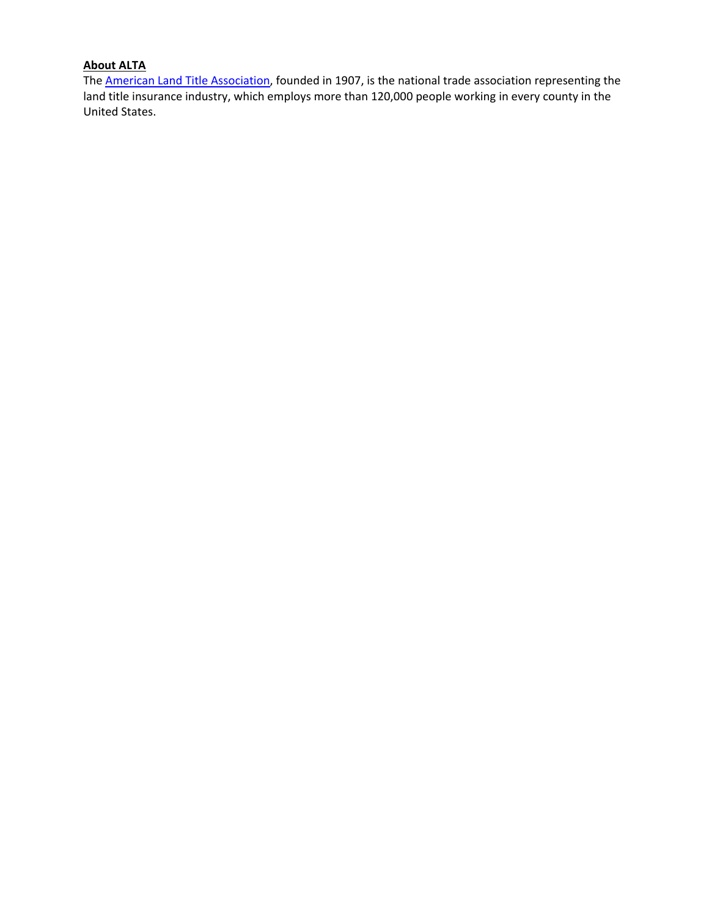**About ALTA**

The American Land Title Association, founded in 1907, is the national trade association representing the land title insurance industry, which employs more than 120,000 people working in every county in the United States.